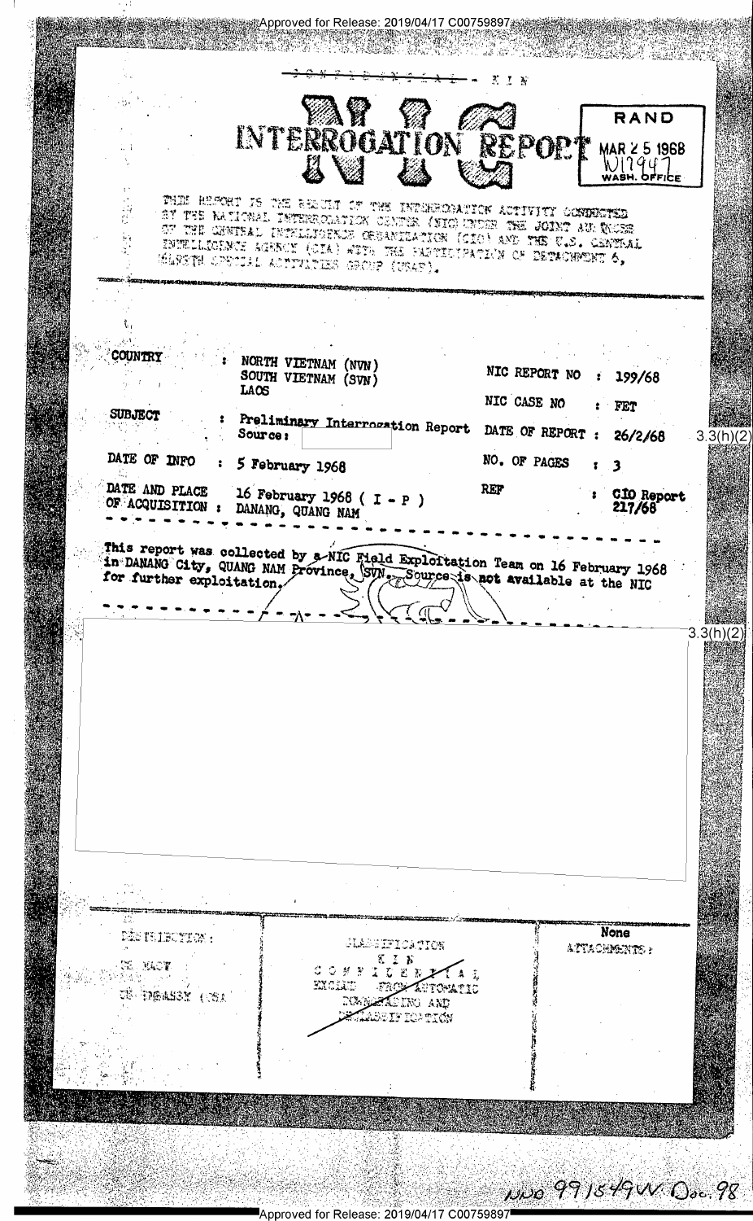Approved for Release: 2019/04/17 C00759897

~~CONFIDENTIAL~~ - KIN

# NIC INTERROGATION REPORT

RAND
MAR 25 1968
W17947
WASH. OFFICE

THIS REPORT IS THE RESULT OF THE INTERROGATION ACTIVITY CONDUCTED BY THE NATIONAL INTERROGATION CENTER (NIC) UNDER THE JOINT AUSPICES OF THE CENTRAL INTELLIGENCE ORGANIZATION (CIO) AND THE U.S. CENTRAL INTELLIGENCE AGENCY (CIA) WITH THE PARTICIPATION OF DETACHMENT 6, 1ST SPECIAL ACTIVITIES GROUP (USAF).

| | | | | |
|---|---|---|---|---|
| COUNTRY | : NORTH VIETNAM (NVN)<br>SOUTH VIETNAM (SVN)<br>LAOS | NIC REPORT NO | : | 199/68 |
| | | NIC CASE NO | : | FET |
| SUBJECT | : Preliminary Interrogation Report<br>Source: [redacted] | DATE OF REPORT | : | 26/2/68 |
| DATE OF INFO | : 5 February 1968 | NO. OF PAGES | : | 3 |
| DATE AND PLACE OF ACQUISITION | : 16 February 1968 ( I - P )<br>DANANG, QUANG NAM | REF | : | CIO Report 217/68 |

3.3(h)(2)

This report was collected by a NIC Field Exploitation Team on 16 February 1968 in DANANG City, QUANG NAM Province, SVN. Source is not available at the NIC for further exploitation.

[redacted] 3.3(h)(2)

| DISTRIBUTION: | CLASSIFICATION | ATTACHMENTS: |
|---|---|---|
| US MACV<br>US EMBASSY (OSA) | KIN<br>~~CONFIDENTIAL~~<br>EXCLUDED FROM AUTOMATIC DOWNGRADING AND DECLASSIFICATION | None |

NND 991549 W. Dec. 98

Approved for Release: 2019/04/17 C00759897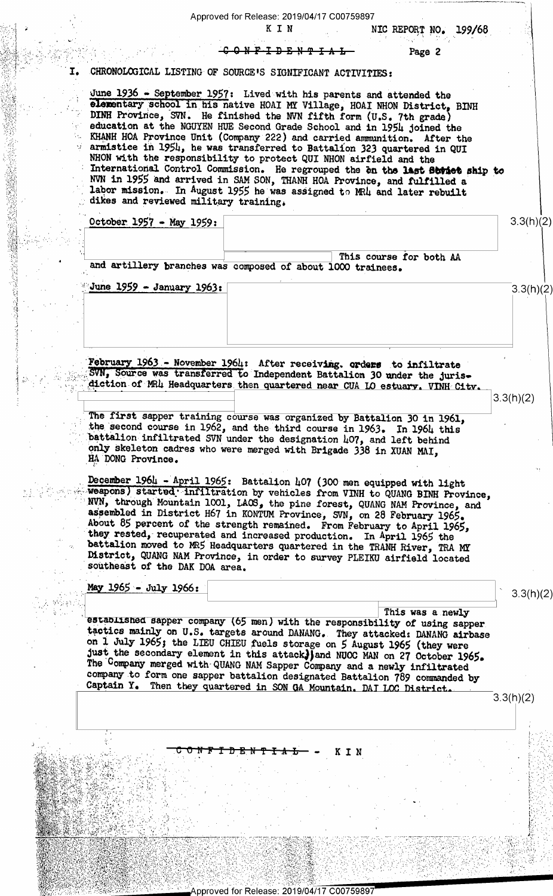KIN NIC REPORT NO. 199/68

~~CONFIDENTIAL~~

## I. CHRONOLOGICAL LISTING OF SOURCE'S SIGNIFICANT ACTIVITIES:

June 1936 - September 1957: Lived with his parents and attended the elementary school in his native HOAI MY Village, HOAI NHON District, BINH DINH Province, SVN. He finished the NVN fifth form (U.S. 7th grade) education at the NGUYEN HUE Second Grade School and in 1954 joined the KHANH HOA Province Unit (Company 222) and carried ammunition. After the armistice in 1954, he was transferred to Battalion 323 quartered in QUI NHON with the responsibility to protect QUI NHON airfield and the International Control Commission. He regrouped the on the last Soviet ship to NVN in 1955 and arrived in SAM SON, THANH HOA Province, and fulfilled a labor mission. In August 1955 he was assigned to MR4 and later rebuilt dikes and reviewed military training.

October 1957 - May 1959: [3.3(h)(2)] This course for both AA and artillery branches was composed of about 1000 trainees.

June 1959 - January 1963: [3.3(h)(2)]

February 1963 - November 1964: After receiving orders to infiltrate SVN, Source was transferred to Independent Battalion 30 under the jurisdiction of MR4 Headquarters then quartered near CUA LO estuary, VINH City. [3.3(h)(2)] The first sapper training course was organized by Battalion 30 in 1961, the second course in 1962, and the third course in 1963. In 1964 this battalion infiltrated SVN under the designation 407, and left behind only skeleton cadres who were merged with Brigade 338 in XUAN MAI, HA DONG Province.

December 1964 - April 1965: Battalion 407 (300 men equipped with light weapons) started infiltration by vehicles from VINH to QUANG BINH Province, NVN, through Mountain 1001, LAOS, the pine forest, QUANG NAM Province, and assembled in District H67 in KONTUM Province, SVN, on 28 February 1965. About 85 percent of the strength remained. From February to April 1965 they rested, recuperated and increased production. In April 1965 the battalion moved to MR5 Headquarters quartered in the TRANH River, TRA MY District, QUANG NAM Province, in order to survey PLEIKU airfield located southeast of the DAK DOA area.

May 1965 - July 1966: [3.3(h)(2)] This was a newly established sapper company (65 men) with the responsibility of using sapper tactics mainly on U.S. targets around DANANG. They attacked: DANANG airbase on 1 July 1965; the LIEU CHIEU fuels storage on 5 August 1965 (they were just the secondary element in this attack) and NUOC MAN on 27 October 1965. The Company merged with QUANG NAM Sapper Company and a newly infiltrated company to form one sapper battalion designated Battalion 789 commanded by Captain Y. Then they quartered in SON GA Mountain, DAI LOC District. [3.3(h)(2)]

~~CONFIDENTIAL~~ - KIN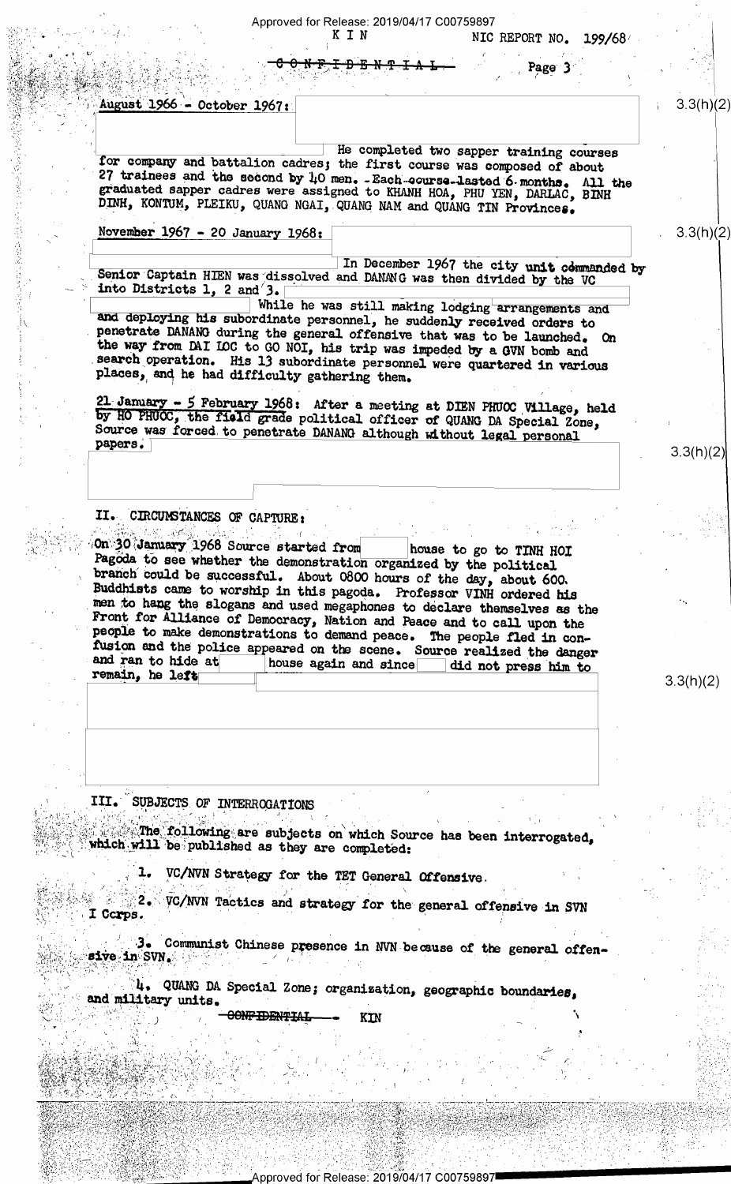August 1966 - October 1967:

He completed two sapper training courses for company and battalion cadres; the first course was composed of about 27 trainees and the second by 40 men. Each course lasted 6 months. All the graduated sapper cadres were assigned to KHANH HOA, PHU YEN, DARLAC, BINH DINH, KONTUM, PLEIKU, QUANG NGAI, QUANG NAM and QUANG TIN Provinces.

3.3(h)(2)

November 1967 - 20 January 1968:

In December 1967 the city unit commanded by Senior Captain HIEN was dissolved and DANANG was then divided by the VC into Districts 1, 2 and 3.

While he was still making lodging arrangements and and deploying his subordinate personnel, he suddenly received orders to penetrate DANANG during the general offensive that was to be launched. On the way from DAI LOC to GO NOI, his trip was impeded by a GVN bomb and search operation. His 13 subordinate personnel were quartered in various places, and he had difficulty gathering them.

3.3(h)(2)

21 January - 5 February 1968: After a meeting at DIEN PHUOC Village, held by HO PHUOC, the field grade political officer of QUANG DA Special Zone, Source was forced to penetrate DANANG although without legal personal papers.

3.3(h)(2)

## II. CIRCUMSTANCES OF CAPTURE:

On 30 January 1968 Source started from house to go to TINH HOI Pagoda to see whether the demonstration organized by the political branch could be successful. About 0800 hours of the day, about 600 Buddhists came to worship in this pagoda. Professor VINH ordered his men to hang the slogans and used megaphones to declare themselves as the Front for Alliance of Democracy, Nation and Peace and to call upon the people to make demonstrations to demand peace. The people fled in confusion and the police appeared on the scene. Source realized the danger and ran to hide at house again and since did not press him to remain, he left

3.3(h)(2)

## III. SUBJECTS OF INTERROGATIONS

The following are subjects on which Source has been interrogated, which will be published as they are completed:

1. VC/NVN Strategy for the TET General Offensive.

2. VC/NVN Tactics and strategy for the general offensive in SVN I Corps.

3. Communist Chinese presence in NVN because of the general offensive in SVN.

4. QUANG DA Special Zone; organization, geographic boundaries, and military units.